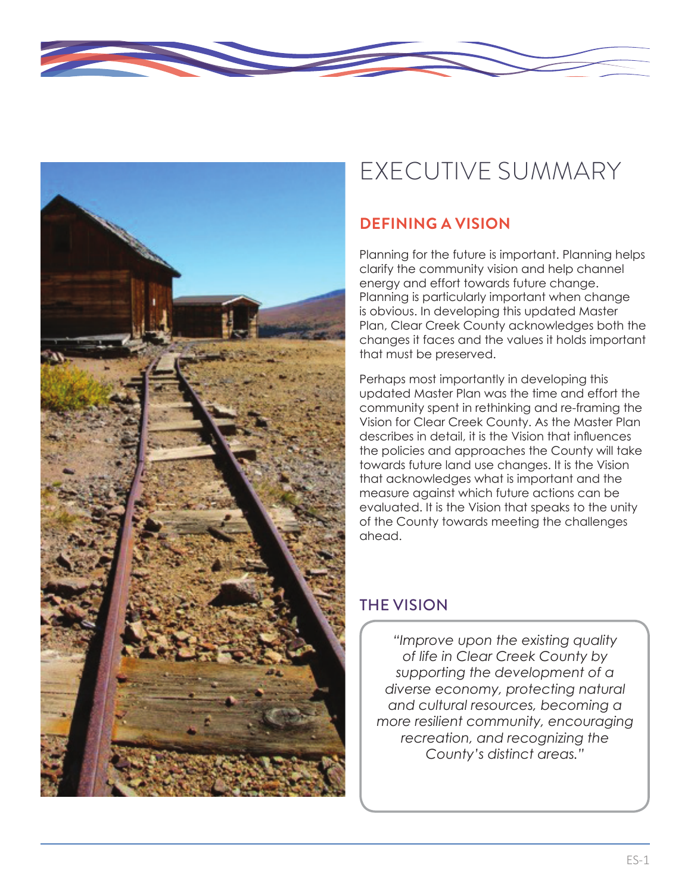# EXECUTIVE SUMMARY

## DEFINING A VISION

Planning for the future is important. Planning helps clarify the community vision and help channel energy and effort towards future change. Planning is particularly important when change is obvious. In developing this updated Master Plan, Clear Creek County acknowledges both the changes it faces and the values it holds important that must be preserved.

Perhaps most importantly in developing this updated Master Plan was the time and effort the community spent in rethinking and re-framing the Vision for Clear Creek County. As the Master Plan describes in detail, it is the Vision that influences the policies and approaches the County will take towards future land use changes. It is the Vision that acknowledges what is important and the measure against which future actions can be evaluated. It is the Vision that speaks to the unity of the County towards meeting the challenges ahead.

## THE VISION

*"Improve upon the existing quality of life in Clear Creek County by supporting the development of a diverse economy, protecting natural and cultural resources, becoming a more resilient community, encouraging recreation, and recognizing the County's distinct areas."*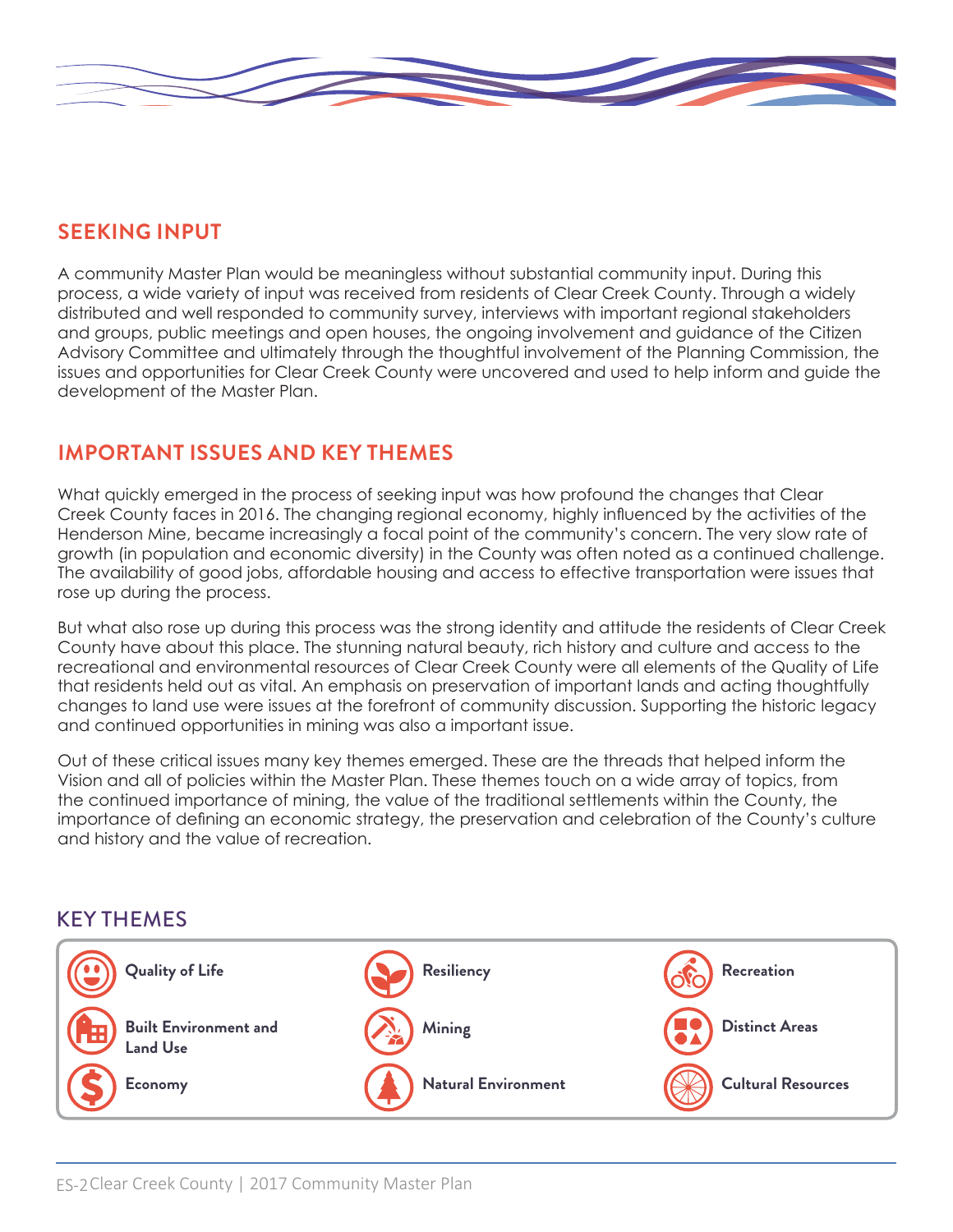## SEEKING INPUT

A community Master Plan would be meaningless without substantial community input. During this process, a wide variety of input was received from residents of Clear Creek County. Through a widely distributed and well responded to community survey, interviews with important regional stakeholders and groups, public meetings and open houses, the ongoing involvement and guidance of the Citizen Advisory Committee and ultimately through the thoughtful involvement of the Planning Commission, the issues and opportunities for Clear Creek County were uncovered and used to help inform and guide the development of the Master Plan.

## IMPORTANT ISSUES AND KEY THEMES

What quickly emerged in the process of seeking input was how profound the changes that Clear Creek County faces in 2016. The changing regional economy, highly influenced by the activities of the Henderson Mine, became increasingly a focal point of the community's concern. The very slow rate of growth (in population and economic diversity) in the County was often noted as a continued challenge. The availability of good jobs, affordable housing and access to effective transportation were issues that rose up during the process.

But what also rose up during this process was the strong identity and attitude the residents of Clear Creek County have about this place. The stunning natural beauty, rich history and culture and access to the recreational and environmental resources of Clear Creek County were all elements of the Quality of Life that residents held out as vital. An emphasis on preservation of important lands and acting thoughtfully changes to land use were issues at the forefront of community discussion. Supporting the historic legacy and continued opportunities in mining was also a important issue.

Out of these critical issues many key themes emerged. These are the threads that helped inform the Vision and all of policies within the Master Plan. These themes touch on a wide array of topics, from the continued importance of mining, the value of the traditional settlements within the County, the importance of defining an economic strategy, the preservation and celebration of the County's culture and history and the value of recreation.

## KEY THEMES

- **Quality of Life**
- **Built Environment and Land Use**
- **Economy**
- **Resiliency**
- **Mining**
- **Natural Environment**
- **Recreation**
- **Distinct Areas**
- **Cultural Resources**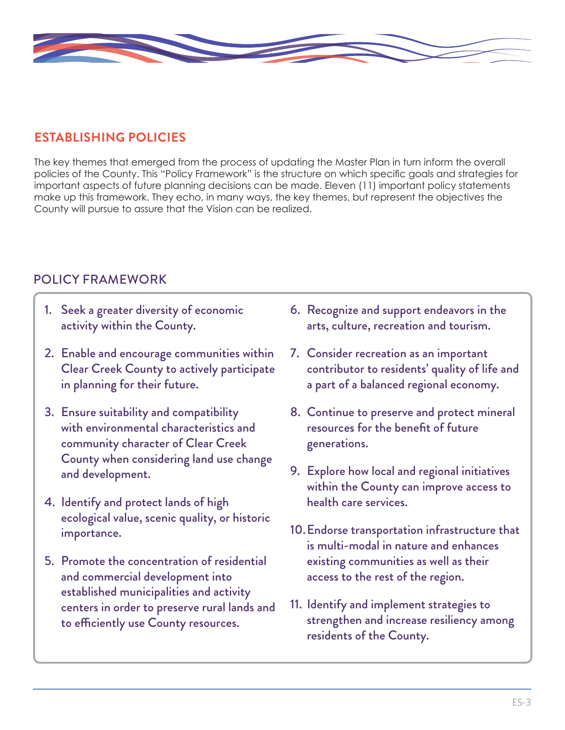## ESTABLISHING POLICIES

The key themes that emerged from the process of updating the Master Plan in turn inform the overall policies of the County. This "Policy Framework" is the structure on which specific goals and strategies for important aspects of future planning decisions can be made. Eleven (11) important policy statements make up this framework. They echo, in many ways, the key themes, but represent the objectives the County will pursue to assure that the Vision can be realized.

### POLICY FRAMEWORK

1. Seek a greater diversity of economic activity within the County.
2. Enable and encourage communities within Clear Creek County to actively participate in planning for their future.
3. Ensure suitability and compatibility with environmental characteristics and community character of Clear Creek County when considering land use change and development.
4. Identify and protect lands of high ecological value, scenic quality, or historic importance.
5. Promote the concentration of residential and commercial development into established municipalities and activity centers in order to preserve rural lands and to efficiently use County resources.
6. Recognize and support endeavors in the arts, culture, recreation and tourism.
7. Consider recreation as an important contributor to residents' quality of life and a part of a balanced regional economy.
8. Continue to preserve and protect mineral resources for the benefit of future generations.
9. Explore how local and regional initiatives within the County can improve access to health care services.
10. Endorse transportation infrastructure that is multi-modal in nature and enhances existing communities as well as their access to the rest of the region.
11. Identify and implement strategies to strengthen and increase resiliency among residents of the County.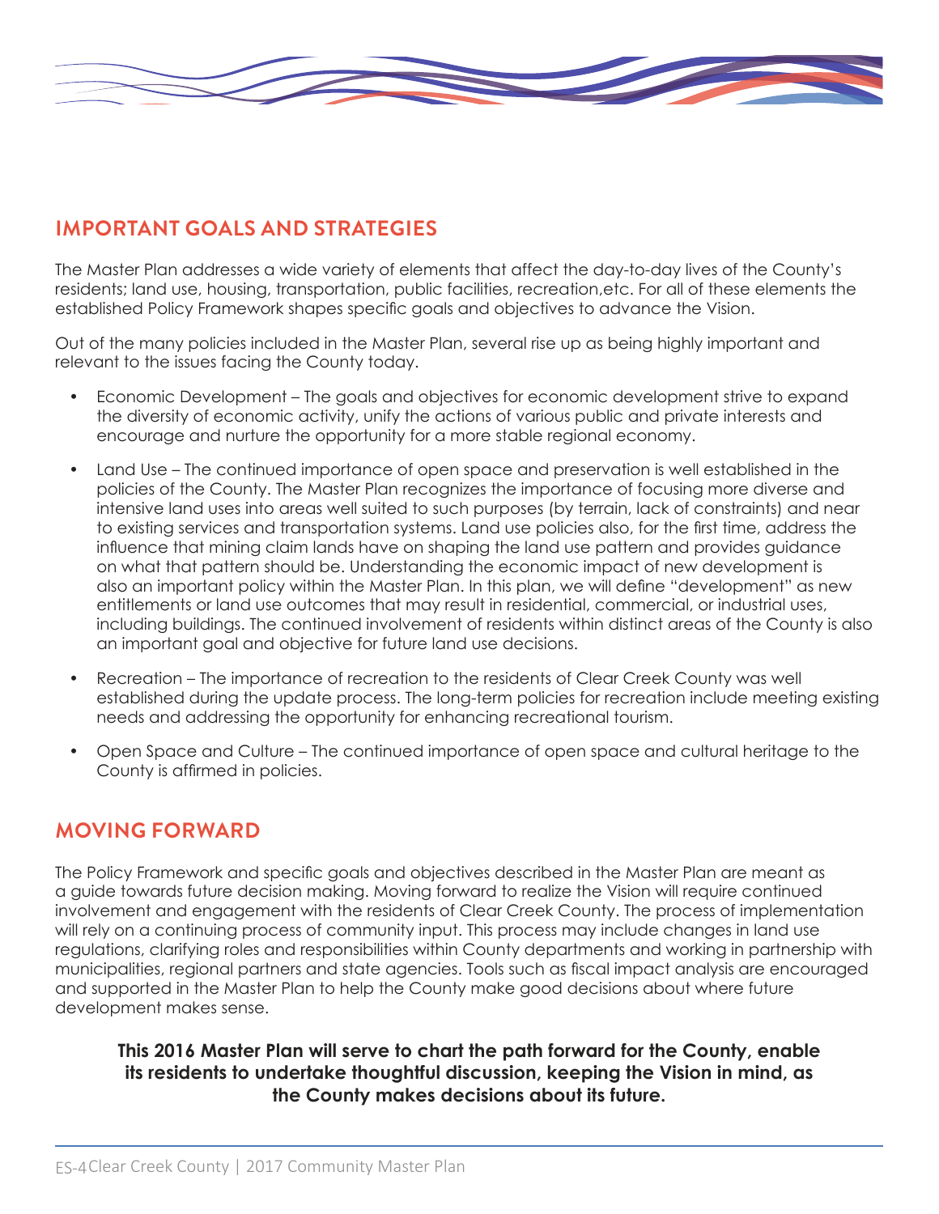## IMPORTANT GOALS AND STRATEGIES

The Master Plan addresses a wide variety of elements that affect the day-to-day lives of the County's residents; land use, housing, transportation, public facilities, recreation,etc. For all of these elements the established Policy Framework shapes specific goals and objectives to advance the Vision.

Out of the many policies included in the Master Plan, several rise up as being highly important and relevant to the issues facing the County today.

- Economic Development – The goals and objectives for economic development strive to expand the diversity of economic activity, unify the actions of various public and private interests and encourage and nurture the opportunity for a more stable regional economy.
- Land Use – The continued importance of open space and preservation is well established in the policies of the County. The Master Plan recognizes the importance of focusing more diverse and intensive land uses into areas well suited to such purposes (by terrain, lack of constraints) and near to existing services and transportation systems. Land use policies also, for the first time, address the influence that mining claim lands have on shaping the land use pattern and provides guidance on what that pattern should be. Understanding the economic impact of new development is also an important policy within the Master Plan. In this plan, we will define "development" as new entitlements or land use outcomes that may result in residential, commercial, or industrial uses, including buildings. The continued involvement of residents within distinct areas of the County is also an important goal and objective for future land use decisions.
- Recreation – The importance of recreation to the residents of Clear Creek County was well established during the update process. The long-term policies for recreation include meeting existing needs and addressing the opportunity for enhancing recreational tourism.
- Open Space and Culture – The continued importance of open space and cultural heritage to the County is affirmed in policies.

## MOVING FORWARD

The Policy Framework and specific goals and objectives described in the Master Plan are meant as a guide towards future decision making. Moving forward to realize the Vision will require continued involvement and engagement with the residents of Clear Creek County. The process of implementation will rely on a continuing process of community input. This process may include changes in land use regulations, clarifying roles and responsibilities within County departments and working in partnership with municipalities, regional partners and state agencies. Tools such as fiscal impact analysis are encouraged and supported in the Master Plan to help the County make good decisions about where future development makes sense.

**This 2016 Master Plan will serve to chart the path forward for the County, enable its residents to undertake thoughtful discussion, keeping the Vision in mind, as the County makes decisions about its future.**